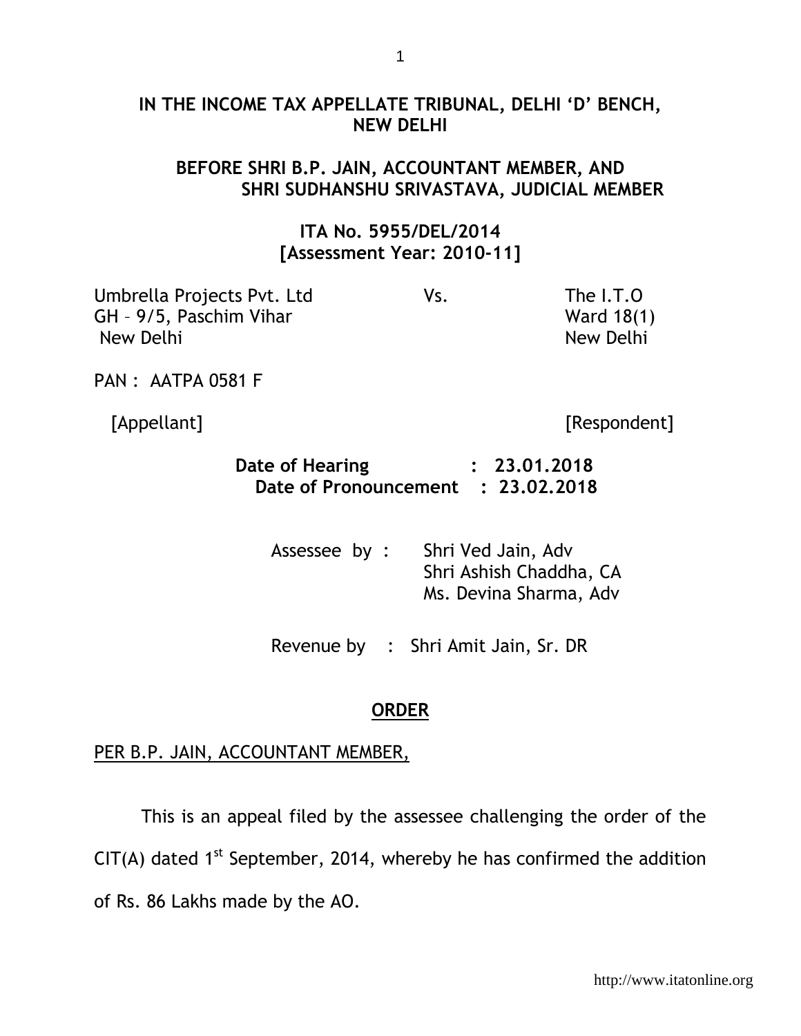**IN THE INCOME TAX APPELLATE TRIBUNAL, DELHI 'D' BENCH, NEW DELHI**

**BEFORE SHRI B.P. JAIN, ACCOUNTANT MEMBER, AND SHRI SUDHANSHU SRIVASTAVA, JUDICIAL MEMBER**

**ITA No. 5955/DEL/2014**
**[Assessment Year: 2010-11]**

| | | |
|---|---|---|
| Umbrella Projects Pvt. Ltd<br>GH – 9/5, Paschim Vihar<br>New Delhi | Vs. | The I.T.O<br>Ward 18(1)<br>New Delhi |

PAN : AATPA 0581 F

[Appellant] [Respondent]

**Date of Hearing : 23.01.2018**
**Date of Pronouncement : 23.02.2018**

Assessee by : Shri Ved Jain, Adv
Shri Ashish Chaddha, CA
Ms. Devina Sharma, Adv

Revenue by : Shri Amit Jain, Sr. DR

## ORDER

PER B.P. JAIN, ACCOUNTANT MEMBER,

This is an appeal filed by the assessee challenging the order of the CIT(A) dated 1st September, 2014, whereby he has confirmed the addition of Rs. 86 Lakhs made by the AO.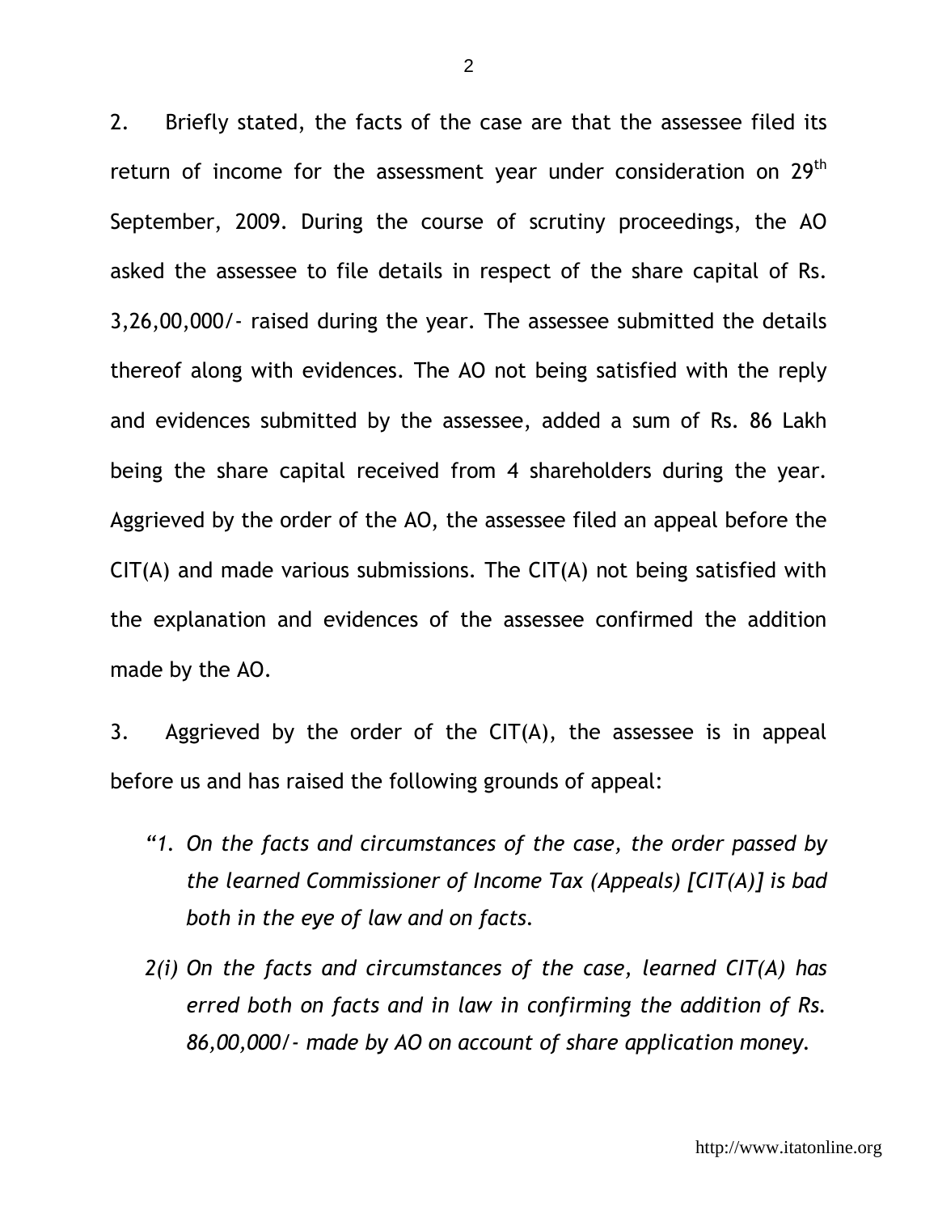2. Briefly stated, the facts of the case are that the assessee filed its return of income for the assessment year under consideration on 29th September, 2009. During the course of scrutiny proceedings, the AO asked the assessee to file details in respect of the share capital of Rs. 3,26,00,000/- raised during the year. The assessee submitted the details thereof along with evidences. The AO not being satisfied with the reply and evidences submitted by the assessee, added a sum of Rs. 86 Lakh being the share capital received from 4 shareholders during the year. Aggrieved by the order of the AO, the assessee filed an appeal before the CIT(A) and made various submissions. The CIT(A) not being satisfied with the explanation and evidences of the assessee confirmed the addition made by the AO.

3. Aggrieved by the order of the CIT(A), the assessee is in appeal before us and has raised the following grounds of appeal:

> *"1. On the facts and circumstances of the case, the order passed by the learned Commissioner of Income Tax (Appeals) [CIT(A)] is bad both in the eye of law and on facts.*
>
> *2(i) On the facts and circumstances of the case, learned CIT(A) has erred both on facts and in law in confirming the addition of Rs. 86,00,000/- made by AO on account of share application money.*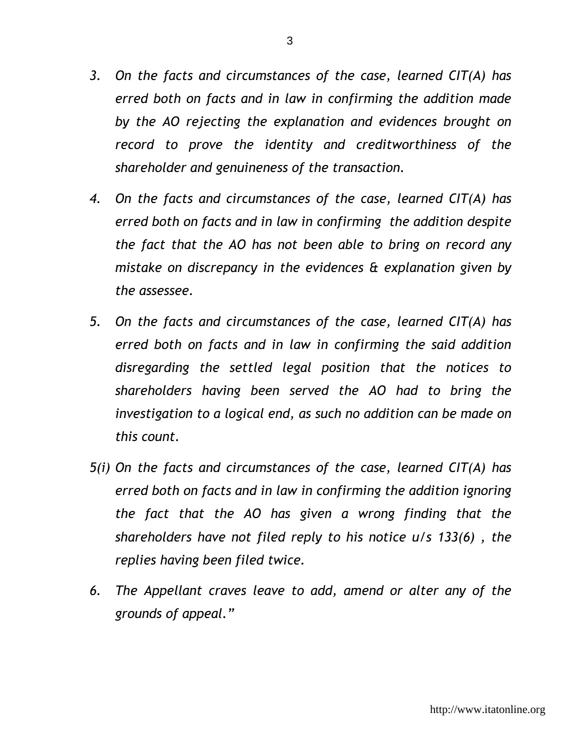*3. On the facts and circumstances of the case, learned CIT(A) has erred both on facts and in law in confirming the addition made by the AO rejecting the explanation and evidences brought on record to prove the identity and creditworthiness of the shareholder and genuineness of the transaction.*

*4. On the facts and circumstances of the case, learned CIT(A) has erred both on facts and in law in confirming the addition despite the fact that the AO has not been able to bring on record any mistake on discrepancy in the evidences & explanation given by the assessee.*

*5. On the facts and circumstances of the case, learned CIT(A) has erred both on facts and in law in confirming the said addition disregarding the settled legal position that the notices to shareholders having been served the AO had to bring the investigation to a logical end, as such no addition can be made on this count.*

*5(i) On the facts and circumstances of the case, learned CIT(A) has erred both on facts and in law in confirming the addition ignoring the fact that the AO has given a wrong finding that the shareholders have not filed reply to his notice u/s 133(6) , the replies having been filed twice.*

*6. The Appellant craves leave to add, amend or alter any of the grounds of appeal."*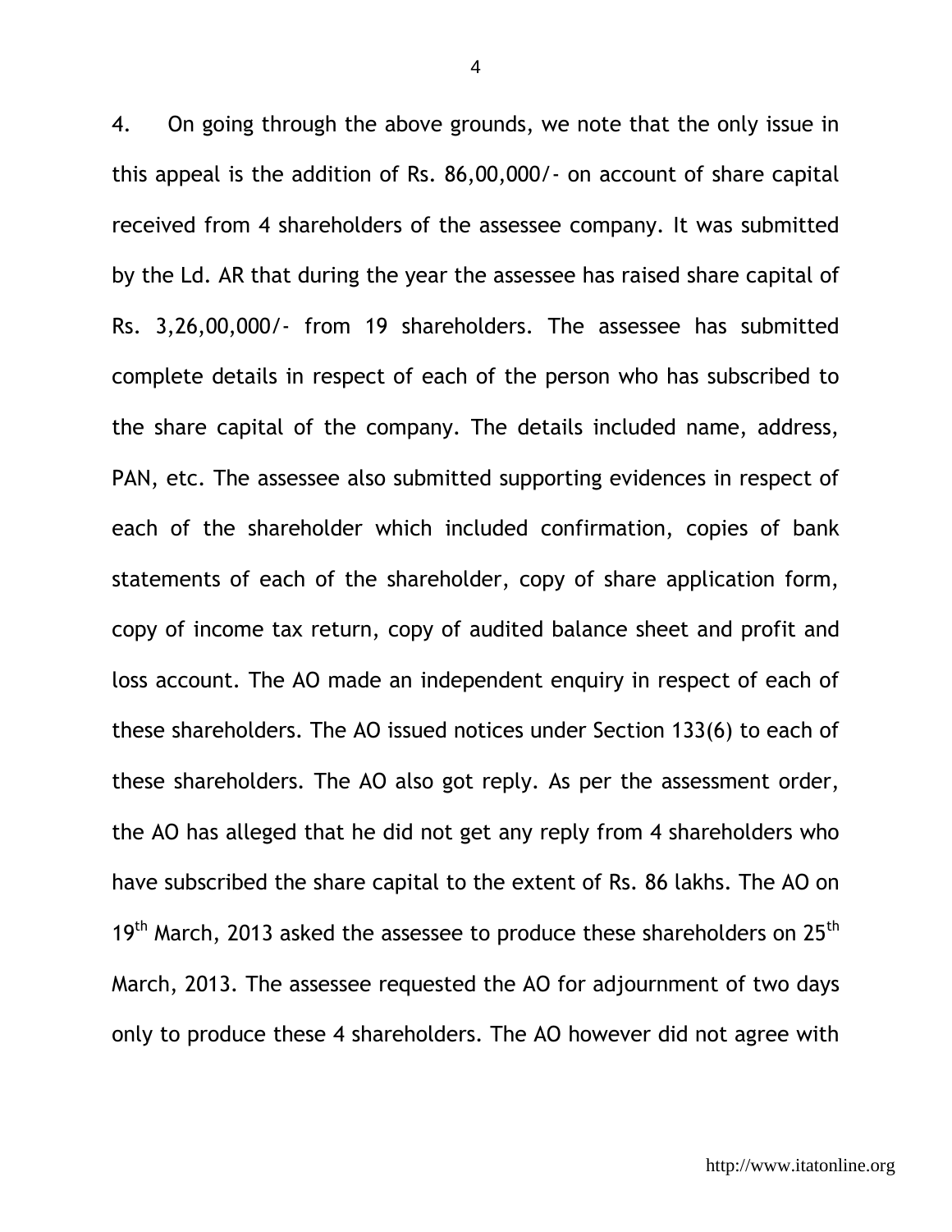4. On going through the above grounds, we note that the only issue in this appeal is the addition of Rs. 86,00,000/- on account of share capital received from 4 shareholders of the assessee company. It was submitted by the Ld. AR that during the year the assessee has raised share capital of Rs. 3,26,00,000/- from 19 shareholders. The assessee has submitted complete details in respect of each of the person who has subscribed to the share capital of the company. The details included name, address, PAN, etc. The assessee also submitted supporting evidences in respect of each of the shareholder which included confirmation, copies of bank statements of each of the shareholder, copy of share application form, copy of income tax return, copy of audited balance sheet and profit and loss account. The AO made an independent enquiry in respect of each of these shareholders. The AO issued notices under Section 133(6) to each of these shareholders. The AO also got reply. As per the assessment order, the AO has alleged that he did not get any reply from 4 shareholders who have subscribed the share capital to the extent of Rs. 86 lakhs. The AO on 19th March, 2013 asked the assessee to produce these shareholders on 25th March, 2013. The assessee requested the AO for adjournment of two days only to produce these 4 shareholders. The AO however did not agree with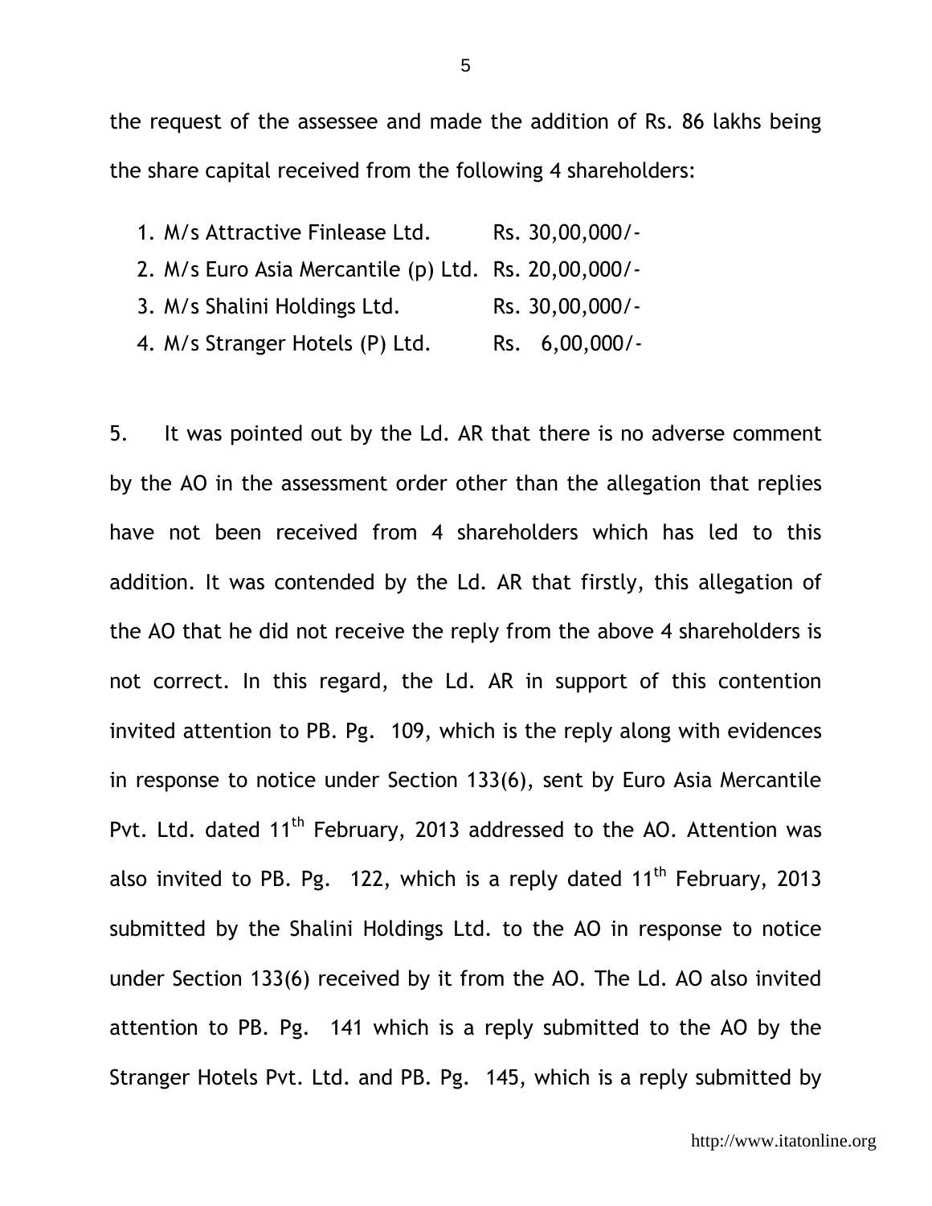the request of the assessee and made the addition of Rs. 86 lakhs being the share capital received from the following 4 shareholders:

1. M/s Attractive Finlease Ltd. Rs. 30,00,000/-
2. M/s Euro Asia Mercantile (p) Ltd. Rs. 20,00,000/-
3. M/s Shalini Holdings Ltd. Rs. 30,00,000/-
4. M/s Stranger Hotels (P) Ltd. Rs. 6,00,000/-

5. It was pointed out by the Ld. AR that there is no adverse comment by the AO in the assessment order other than the allegation that replies have not been received from 4 shareholders which has led to this addition. It was contended by the Ld. AR that firstly, this allegation of the AO that he did not receive the reply from the above 4 shareholders is not correct. In this regard, the Ld. AR in support of this contention invited attention to PB. Pg. 109, which is the reply along with evidences in response to notice under Section 133(6), sent by Euro Asia Mercantile Pvt. Ltd. dated 11th February, 2013 addressed to the AO. Attention was also invited to PB. Pg. 122, which is a reply dated 11th February, 2013 submitted by the Shalini Holdings Ltd. to the AO in response to notice under Section 133(6) received by it from the AO. The Ld. AO also invited attention to PB. Pg. 141 which is a reply submitted to the AO by the Stranger Hotels Pvt. Ltd. and PB. Pg. 145, which is a reply submitted by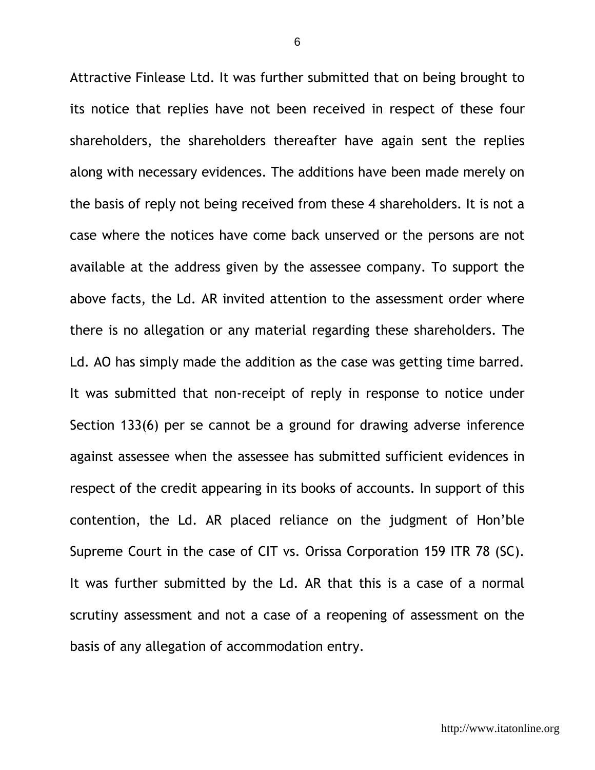Attractive Finlease Ltd. It was further submitted that on being brought to its notice that replies have not been received in respect of these four shareholders, the shareholders thereafter have again sent the replies along with necessary evidences. The additions have been made merely on the basis of reply not being received from these 4 shareholders. It is not a case where the notices have come back unserved or the persons are not available at the address given by the assessee company. To support the above facts, the Ld. AR invited attention to the assessment order where there is no allegation or any material regarding these shareholders. The Ld. AO has simply made the addition as the case was getting time barred. It was submitted that non-receipt of reply in response to notice under Section 133(6) per se cannot be a ground for drawing adverse inference against assessee when the assessee has submitted sufficient evidences in respect of the credit appearing in its books of accounts. In support of this contention, the Ld. AR placed reliance on the judgment of Hon'ble Supreme Court in the case of CIT vs. Orissa Corporation 159 ITR 78 (SC). It was further submitted by the Ld. AR that this is a case of a normal scrutiny assessment and not a case of a reopening of assessment on the basis of any allegation of accommodation entry.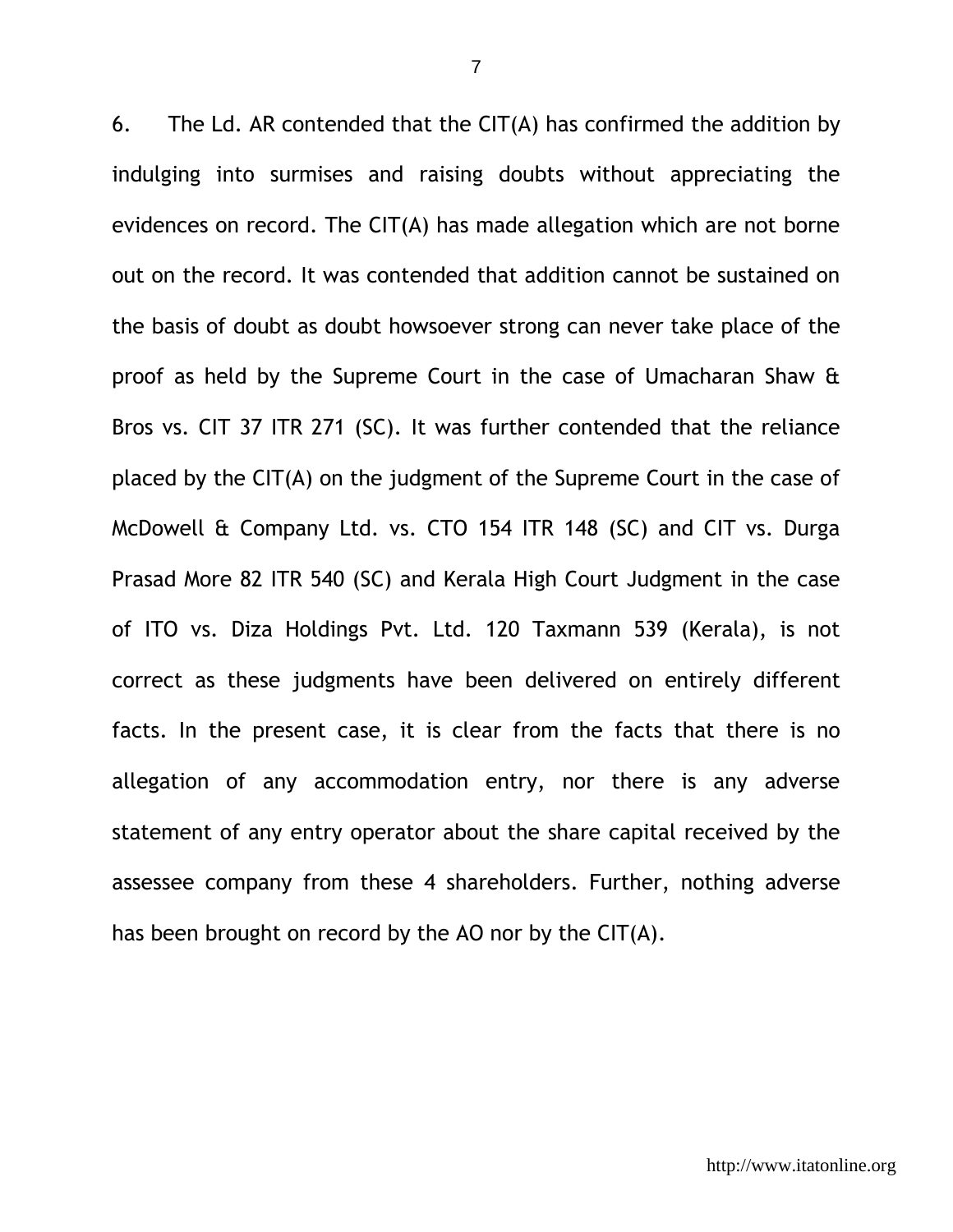6. The Ld. AR contended that the CIT(A) has confirmed the addition by indulging into surmises and raising doubts without appreciating the evidences on record. The CIT(A) has made allegation which are not borne out on the record. It was contended that addition cannot be sustained on the basis of doubt as doubt howsoever strong can never take place of the proof as held by the Supreme Court in the case of Umacharan Shaw & Bros vs. CIT 37 ITR 271 (SC). It was further contended that the reliance placed by the CIT(A) on the judgment of the Supreme Court in the case of McDowell & Company Ltd. vs. CTO 154 ITR 148 (SC) and CIT vs. Durga Prasad More 82 ITR 540 (SC) and Kerala High Court Judgment in the case of ITO vs. Diza Holdings Pvt. Ltd. 120 Taxmann 539 (Kerala), is not correct as these judgments have been delivered on entirely different facts. In the present case, it is clear from the facts that there is no allegation of any accommodation entry, nor there is any adverse statement of any entry operator about the share capital received by the assessee company from these 4 shareholders. Further, nothing adverse has been brought on record by the AO nor by the CIT(A).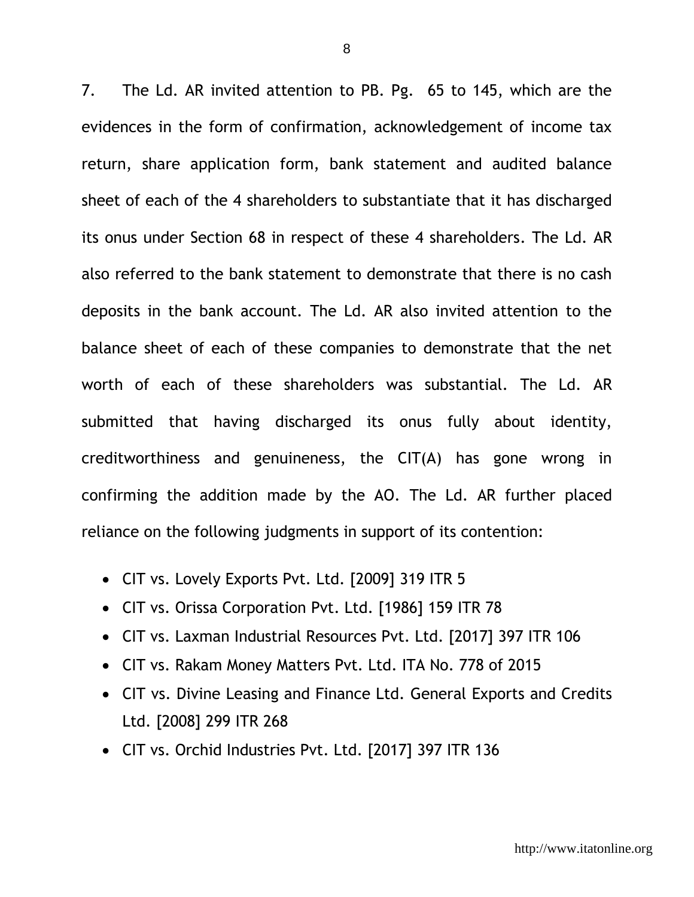7. The Ld. AR invited attention to PB. Pg. 65 to 145, which are the evidences in the form of confirmation, acknowledgement of income tax return, share application form, bank statement and audited balance sheet of each of the 4 shareholders to substantiate that it has discharged its onus under Section 68 in respect of these 4 shareholders. The Ld. AR also referred to the bank statement to demonstrate that there is no cash deposits in the bank account. The Ld. AR also invited attention to the balance sheet of each of these companies to demonstrate that the net worth of each of these shareholders was substantial. The Ld. AR submitted that having discharged its onus fully about identity, creditworthiness and genuineness, the CIT(A) has gone wrong in confirming the addition made by the AO. The Ld. AR further placed reliance on the following judgments in support of its contention:

- CIT vs. Lovely Exports Pvt. Ltd. [2009] 319 ITR 5
- CIT vs. Orissa Corporation Pvt. Ltd. [1986] 159 ITR 78
- CIT vs. Laxman Industrial Resources Pvt. Ltd. [2017] 397 ITR 106
- CIT vs. Rakam Money Matters Pvt. Ltd. ITA No. 778 of 2015
- CIT vs. Divine Leasing and Finance Ltd. General Exports and Credits Ltd. [2008] 299 ITR 268
- CIT vs. Orchid Industries Pvt. Ltd. [2017] 397 ITR 136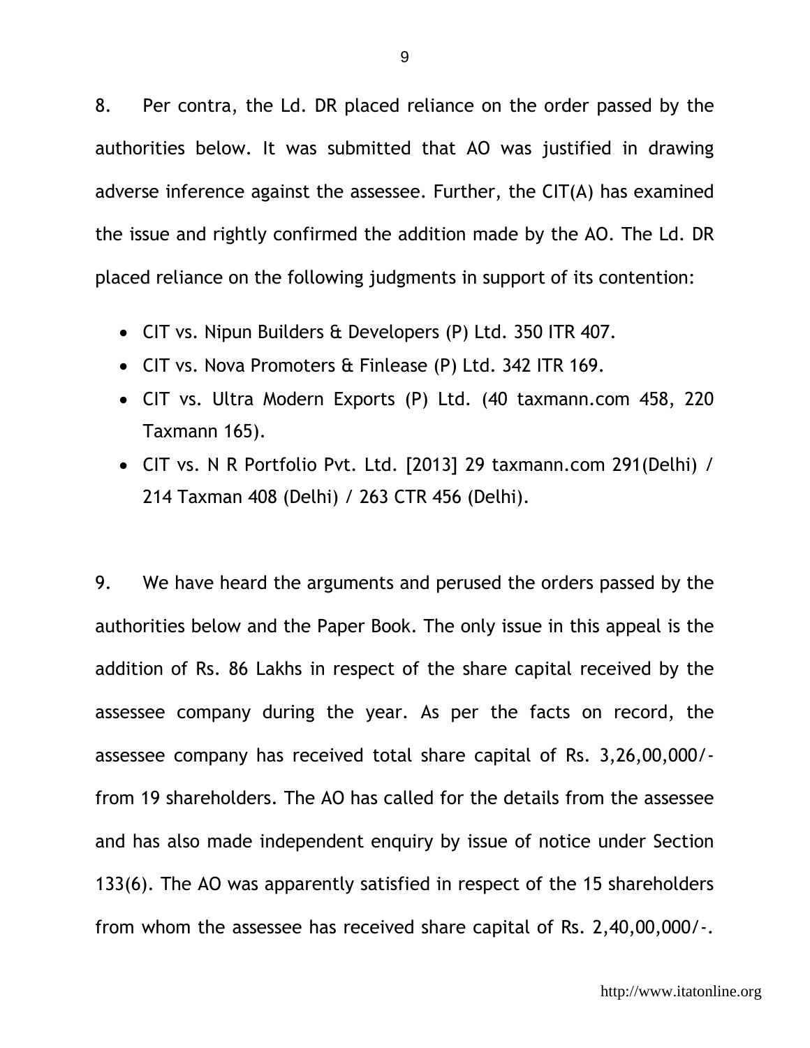8. Per contra, the Ld. DR placed reliance on the order passed by the authorities below. It was submitted that AO was justified in drawing adverse inference against the assessee. Further, the CIT(A) has examined the issue and rightly confirmed the addition made by the AO. The Ld. DR placed reliance on the following judgments in support of its contention:

- CIT vs. Nipun Builders & Developers (P) Ltd. 350 ITR 407.
- CIT vs. Nova Promoters & Finlease (P) Ltd. 342 ITR 169.
- CIT vs. Ultra Modern Exports (P) Ltd. (40 taxmann.com 458, 220 Taxmann 165).
- CIT vs. N R Portfolio Pvt. Ltd. [2013] 29 taxmann.com 291(Delhi) / 214 Taxman 408 (Delhi) / 263 CTR 456 (Delhi).

9. We have heard the arguments and perused the orders passed by the authorities below and the Paper Book. The only issue in this appeal is the addition of Rs. 86 Lakhs in respect of the share capital received by the assessee company during the year. As per the facts on record, the assessee company has received total share capital of Rs. 3,26,00,000/- from 19 shareholders. The AO has called for the details from the assessee and has also made independent enquiry by issue of notice under Section 133(6). The AO was apparently satisfied in respect of the 15 shareholders from whom the assessee has received share capital of Rs. 2,40,00,000/-.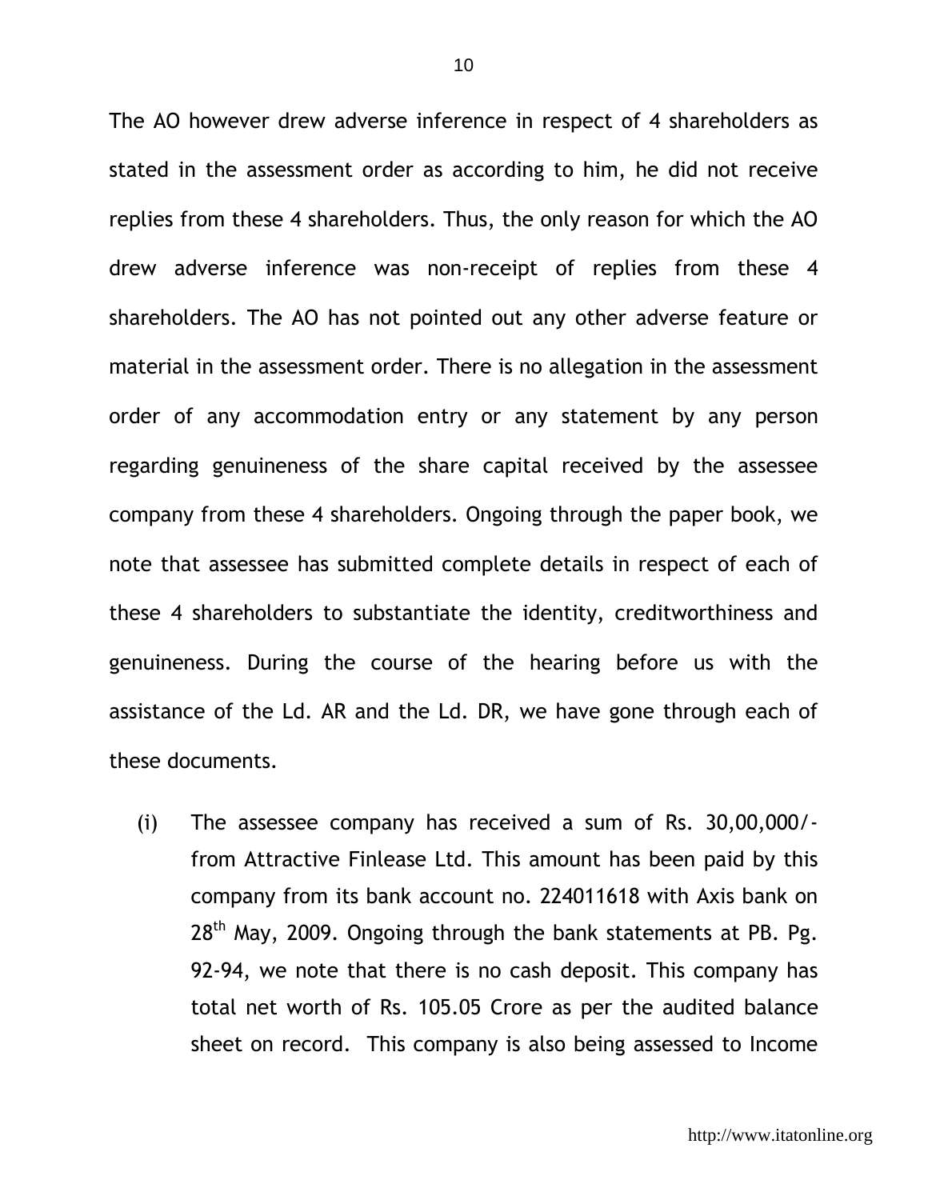The AO however drew adverse inference in respect of 4 shareholders as stated in the assessment order as according to him, he did not receive replies from these 4 shareholders. Thus, the only reason for which the AO drew adverse inference was non-receipt of replies from these 4 shareholders. The AO has not pointed out any other adverse feature or material in the assessment order. There is no allegation in the assessment order of any accommodation entry or any statement by any person regarding genuineness of the share capital received by the assessee company from these 4 shareholders. Ongoing through the paper book, we note that assessee has submitted complete details in respect of each of these 4 shareholders to substantiate the identity, creditworthiness and genuineness. During the course of the hearing before us with the assistance of the Ld. AR and the Ld. DR, we have gone through each of these documents.

(i) The assessee company has received a sum of Rs. 30,00,000/- from Attractive Finlease Ltd. This amount has been paid by this company from its bank account no. 224011618 with Axis bank on 28th May, 2009. Ongoing through the bank statements at PB. Pg. 92-94, we note that there is no cash deposit. This company has total net worth of Rs. 105.05 Crore as per the audited balance sheet on record. This company is also being assessed to Income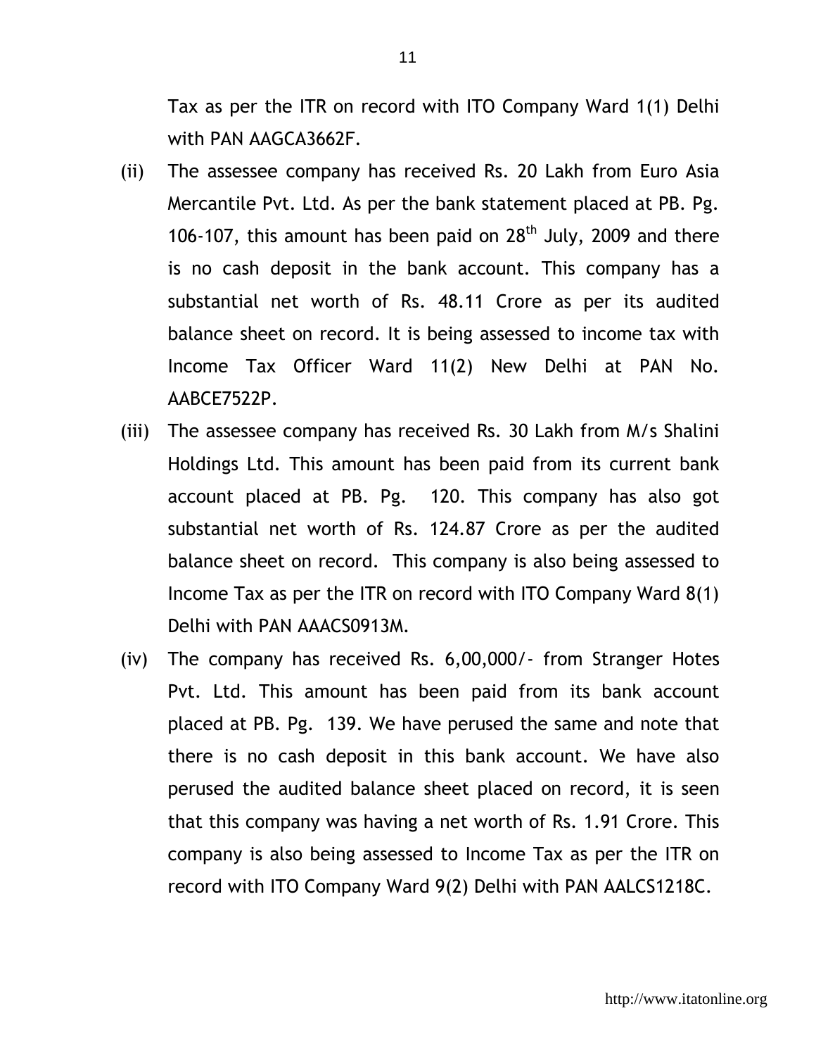Tax as per the ITR on record with ITO Company Ward 1(1) Delhi with PAN AAGCA3662F.

(ii) The assessee company has received Rs. 20 Lakh from Euro Asia Mercantile Pvt. Ltd. As per the bank statement placed at PB. Pg. 106-107, this amount has been paid on 28th July, 2009 and there is no cash deposit in the bank account. This company has a substantial net worth of Rs. 48.11 Crore as per its audited balance sheet on record. It is being assessed to income tax with Income Tax Officer Ward 11(2) New Delhi at PAN No. AABCE7522P.

(iii) The assessee company has received Rs. 30 Lakh from M/s Shalini Holdings Ltd. This amount has been paid from its current bank account placed at PB. Pg. 120. This company has also got substantial net worth of Rs. 124.87 Crore as per the audited balance sheet on record. This company is also being assessed to Income Tax as per the ITR on record with ITO Company Ward 8(1) Delhi with PAN AAACS0913M.

(iv) The company has received Rs. 6,00,000/- from Stranger Hotes Pvt. Ltd. This amount has been paid from its bank account placed at PB. Pg. 139. We have perused the same and note that there is no cash deposit in this bank account. We have also perused the audited balance sheet placed on record, it is seen that this company was having a net worth of Rs. 1.91 Crore. This company is also being assessed to Income Tax as per the ITR on record with ITO Company Ward 9(2) Delhi with PAN AALCS1218C.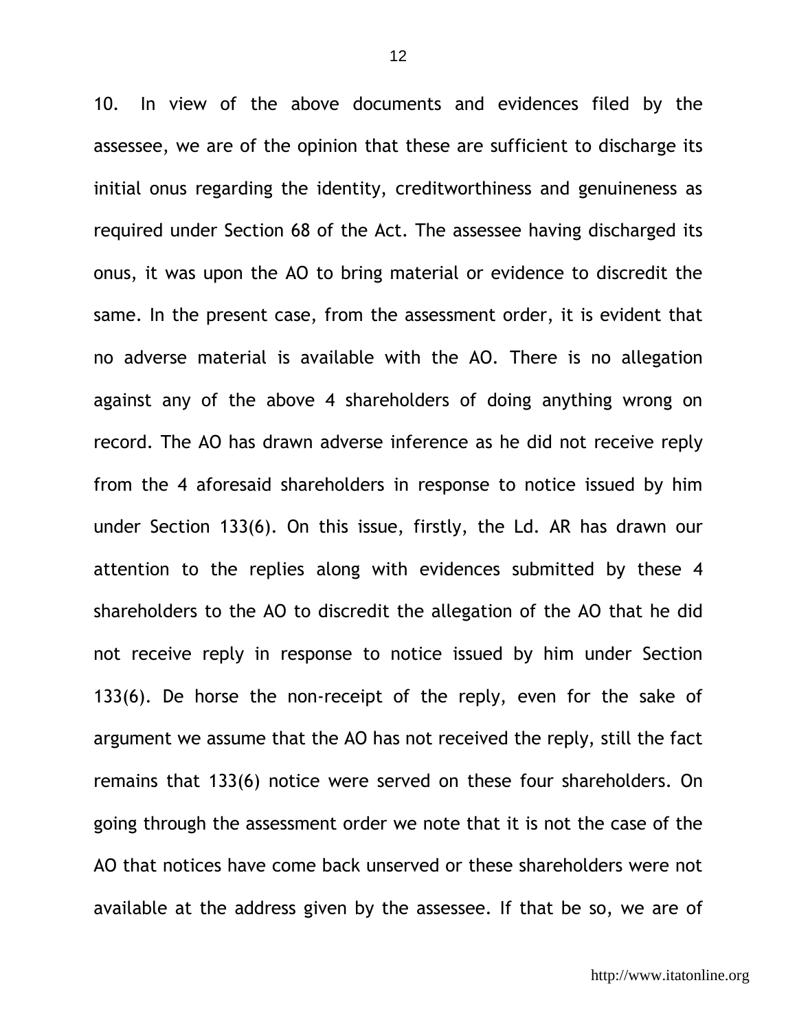10. In view of the above documents and evidences filed by the assessee, we are of the opinion that these are sufficient to discharge its initial onus regarding the identity, creditworthiness and genuineness as required under Section 68 of the Act. The assessee having discharged its onus, it was upon the AO to bring material or evidence to discredit the same. In the present case, from the assessment order, it is evident that no adverse material is available with the AO. There is no allegation against any of the above 4 shareholders of doing anything wrong on record. The AO has drawn adverse inference as he did not receive reply from the 4 aforesaid shareholders in response to notice issued by him under Section 133(6). On this issue, firstly, the Ld. AR has drawn our attention to the replies along with evidences submitted by these 4 shareholders to the AO to discredit the allegation of the AO that he did not receive reply in response to notice issued by him under Section 133(6). De horse the non-receipt of the reply, even for the sake of argument we assume that the AO has not received the reply, still the fact remains that 133(6) notice were served on these four shareholders. On going through the assessment order we note that it is not the case of the AO that notices have come back unserved or these shareholders were not available at the address given by the assessee. If that be so, we are of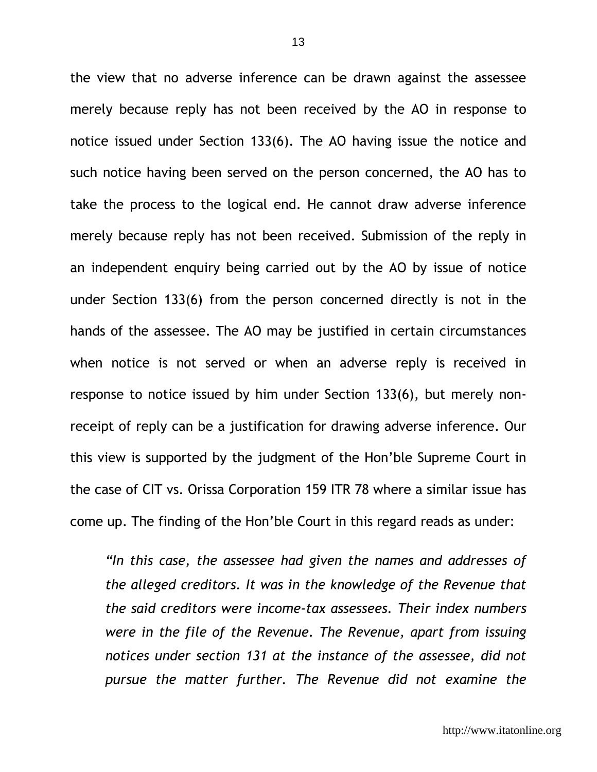the view that no adverse inference can be drawn against the assessee merely because reply has not been received by the AO in response to notice issued under Section 133(6). The AO having issue the notice and such notice having been served on the person concerned, the AO has to take the process to the logical end. He cannot draw adverse inference merely because reply has not been received. Submission of the reply in an independent enquiry being carried out by the AO by issue of notice under Section 133(6) from the person concerned directly is not in the hands of the assessee. The AO may be justified in certain circumstances when notice is not served or when an adverse reply is received in response to notice issued by him under Section 133(6), but merely non-receipt of reply can be a justification for drawing adverse inference. Our this view is supported by the judgment of the Hon'ble Supreme Court in the case of CIT vs. Orissa Corporation 159 ITR 78 where a similar issue has come up. The finding of the Hon'ble Court in this regard reads as under:

> *"In this case, the assessee had given the names and addresses of the alleged creditors. It was in the knowledge of the Revenue that the said creditors were income-tax assessees. Their index numbers were in the file of the Revenue. The Revenue, apart from issuing notices under section 131 at the instance of the assessee, did not pursue the matter further. The Revenue did not examine the*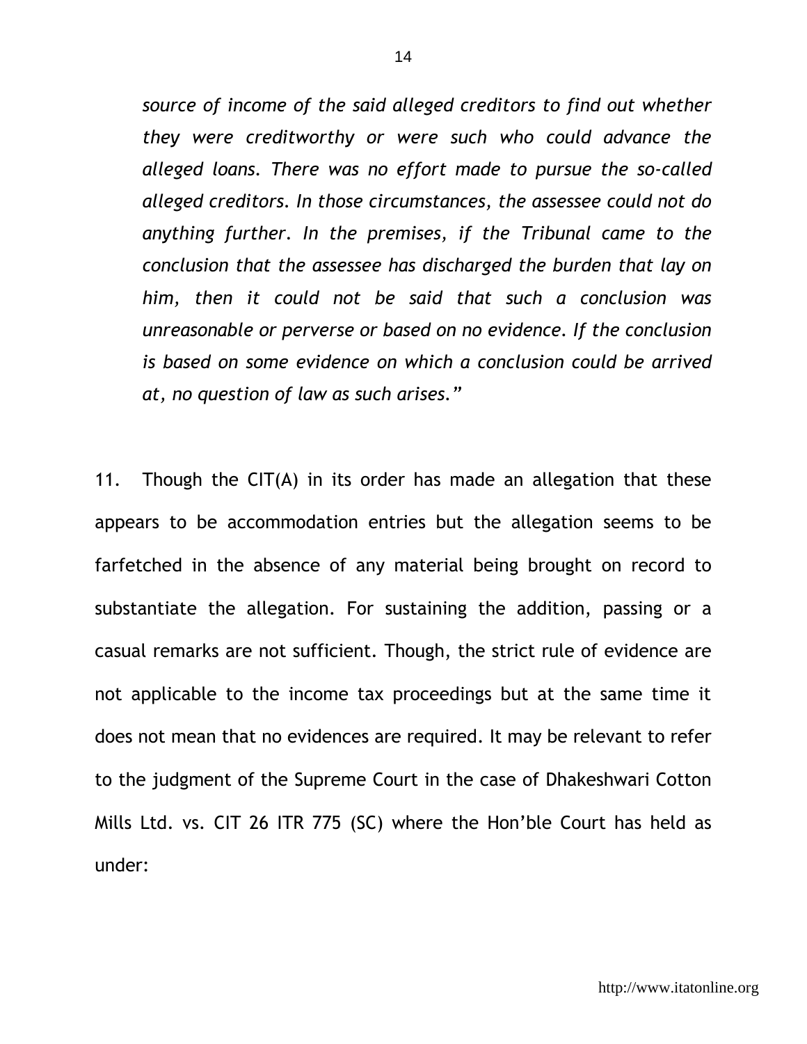*source of income of the said alleged creditors to find out whether they were creditworthy or were such who could advance the alleged loans. There was no effort made to pursue the so-called alleged creditors. In those circumstances, the assessee could not do anything further. In the premises, if the Tribunal came to the conclusion that the assessee has discharged the burden that lay on him, then it could not be said that such a conclusion was unreasonable or perverse or based on no evidence. If the conclusion is based on some evidence on which a conclusion could be arrived at, no question of law as such arises."*

11. Though the CIT(A) in its order has made an allegation that these appears to be accommodation entries but the allegation seems to be farfetched in the absence of any material being brought on record to substantiate the allegation. For sustaining the addition, passing or a casual remarks are not sufficient. Though, the strict rule of evidence are not applicable to the income tax proceedings but at the same time it does not mean that no evidences are required. It may be relevant to refer to the judgment of the Supreme Court in the case of Dhakeshwari Cotton Mills Ltd. vs. CIT 26 ITR 775 (SC) where the Hon'ble Court has held as under: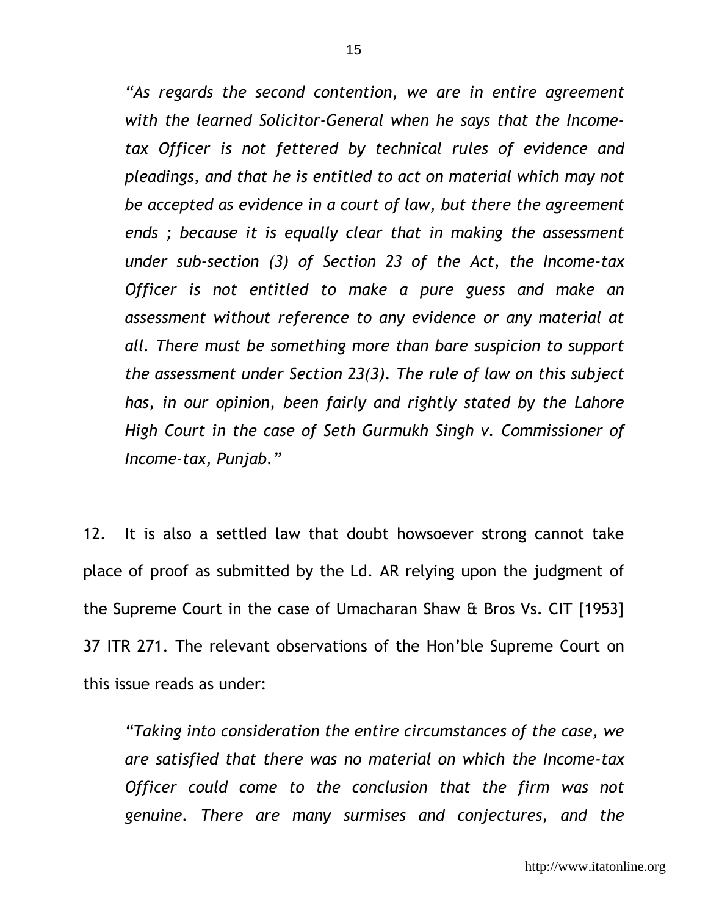*"As regards the second contention, we are in entire agreement with the learned Solicitor-General when he says that the Income-tax Officer is not fettered by technical rules of evidence and pleadings, and that he is entitled to act on material which may not be accepted as evidence in a court of law, but there the agreement ends ; because it is equally clear that in making the assessment under sub-section (3) of Section 23 of the Act, the Income-tax Officer is not entitled to make a pure guess and make an assessment without reference to any evidence or any material at all. There must be something more than bare suspicion to support the assessment under Section 23(3). The rule of law on this subject has, in our opinion, been fairly and rightly stated by the Lahore High Court in the case of Seth Gurmukh Singh v. Commissioner of Income-tax, Punjab."*

12. It is also a settled law that doubt howsoever strong cannot take place of proof as submitted by the Ld. AR relying upon the judgment of the Supreme Court in the case of Umacharan Shaw & Bros Vs. CIT [1953] 37 ITR 271. The relevant observations of the Hon'ble Supreme Court on this issue reads as under:

*"Taking into consideration the entire circumstances of the case, we are satisfied that there was no material on which the Income-tax Officer could come to the conclusion that the firm was not genuine. There are many surmises and conjectures, and the*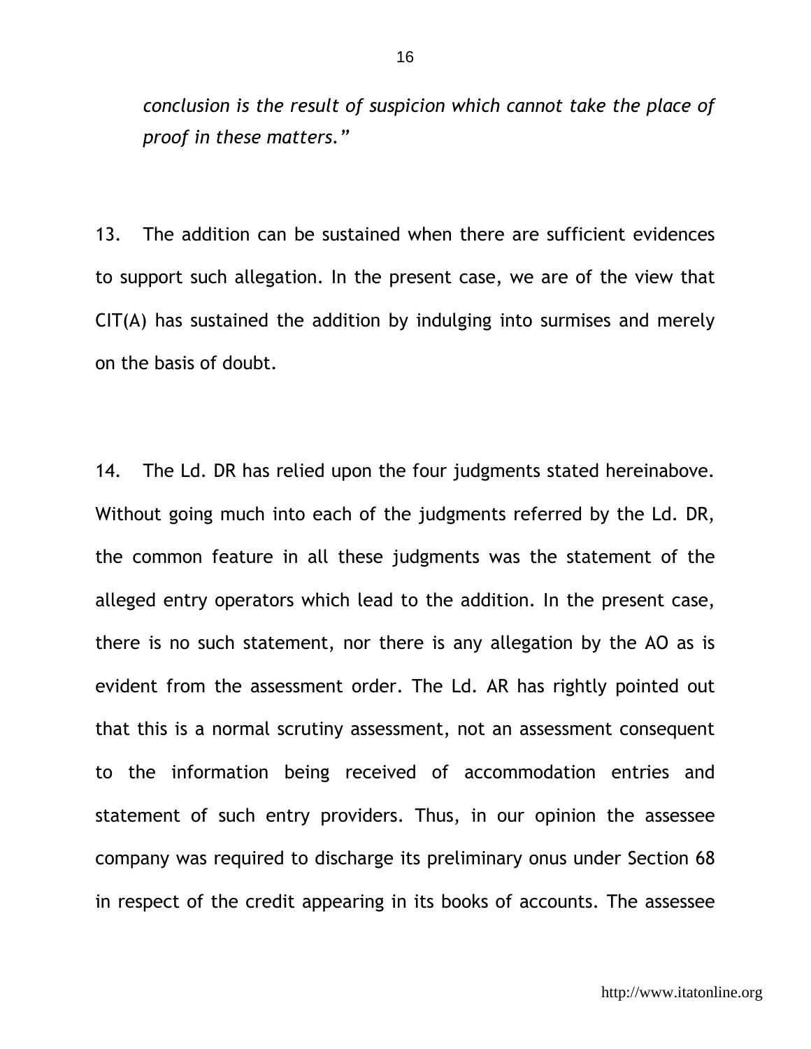*conclusion is the result of suspicion which cannot take the place of proof in these matters."*

13. The addition can be sustained when there are sufficient evidences to support such allegation. In the present case, we are of the view that CIT(A) has sustained the addition by indulging into surmises and merely on the basis of doubt.

14. The Ld. DR has relied upon the four judgments stated hereinabove. Without going much into each of the judgments referred by the Ld. DR, the common feature in all these judgments was the statement of the alleged entry operators which lead to the addition. In the present case, there is no such statement, nor there is any allegation by the AO as is evident from the assessment order. The Ld. AR has rightly pointed out that this is a normal scrutiny assessment, not an assessment consequent to the information being received of accommodation entries and statement of such entry providers. Thus, in our opinion the assessee company was required to discharge its preliminary onus under Section 68 in respect of the credit appearing in its books of accounts. The assessee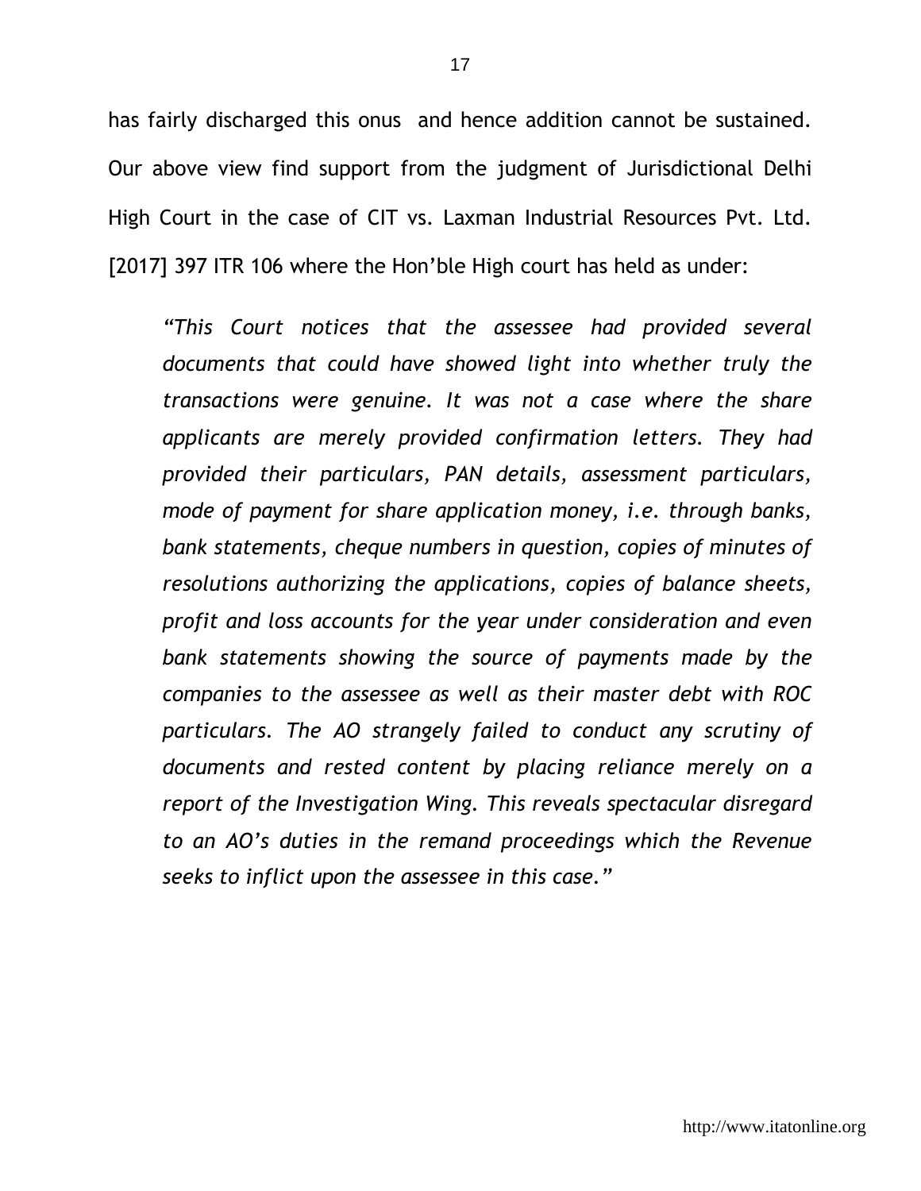has fairly discharged this onus and hence addition cannot be sustained. Our above view find support from the judgment of Jurisdictional Delhi High Court in the case of CIT vs. Laxman Industrial Resources Pvt. Ltd. [2017] 397 ITR 106 where the Hon'ble High court has held as under:

> *"This Court notices that the assessee had provided several documents that could have showed light into whether truly the transactions were genuine. It was not a case where the share applicants are merely provided confirmation letters. They had provided their particulars, PAN details, assessment particulars, mode of payment for share application money, i.e. through banks, bank statements, cheque numbers in question, copies of minutes of resolutions authorizing the applications, copies of balance sheets, profit and loss accounts for the year under consideration and even bank statements showing the source of payments made by the companies to the assessee as well as their master debt with ROC particulars. The AO strangely failed to conduct any scrutiny of documents and rested content by placing reliance merely on a report of the Investigation Wing. This reveals spectacular disregard to an AO's duties in the remand proceedings which the Revenue seeks to inflict upon the assessee in this case."*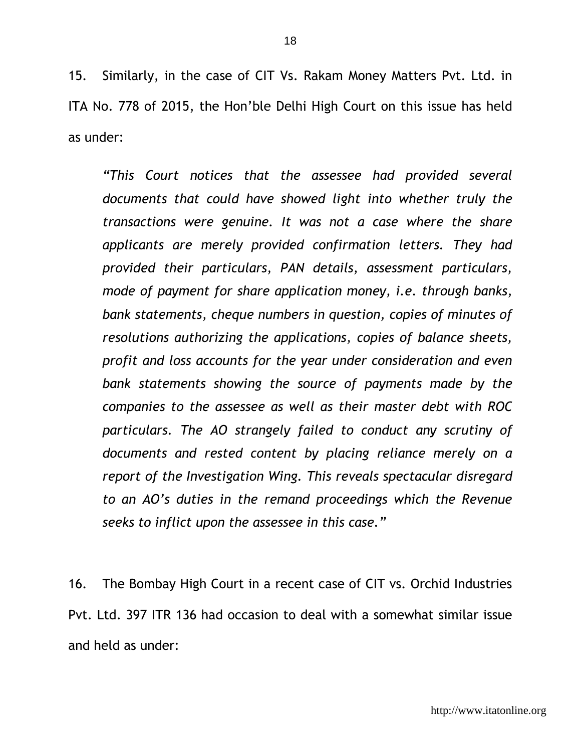15. Similarly, in the case of CIT Vs. Rakam Money Matters Pvt. Ltd. in ITA No. 778 of 2015, the Hon'ble Delhi High Court on this issue has held as under:

> *"This Court notices that the assessee had provided several documents that could have showed light into whether truly the transactions were genuine. It was not a case where the share applicants are merely provided confirmation letters. They had provided their particulars, PAN details, assessment particulars, mode of payment for share application money, i.e. through banks, bank statements, cheque numbers in question, copies of minutes of resolutions authorizing the applications, copies of balance sheets, profit and loss accounts for the year under consideration and even bank statements showing the source of payments made by the companies to the assessee as well as their master debt with ROC particulars. The AO strangely failed to conduct any scrutiny of documents and rested content by placing reliance merely on a report of the Investigation Wing. This reveals spectacular disregard to an AO's duties in the remand proceedings which the Revenue seeks to inflict upon the assessee in this case."*

16. The Bombay High Court in a recent case of CIT vs. Orchid Industries Pvt. Ltd. 397 ITR 136 had occasion to deal with a somewhat similar issue and held as under: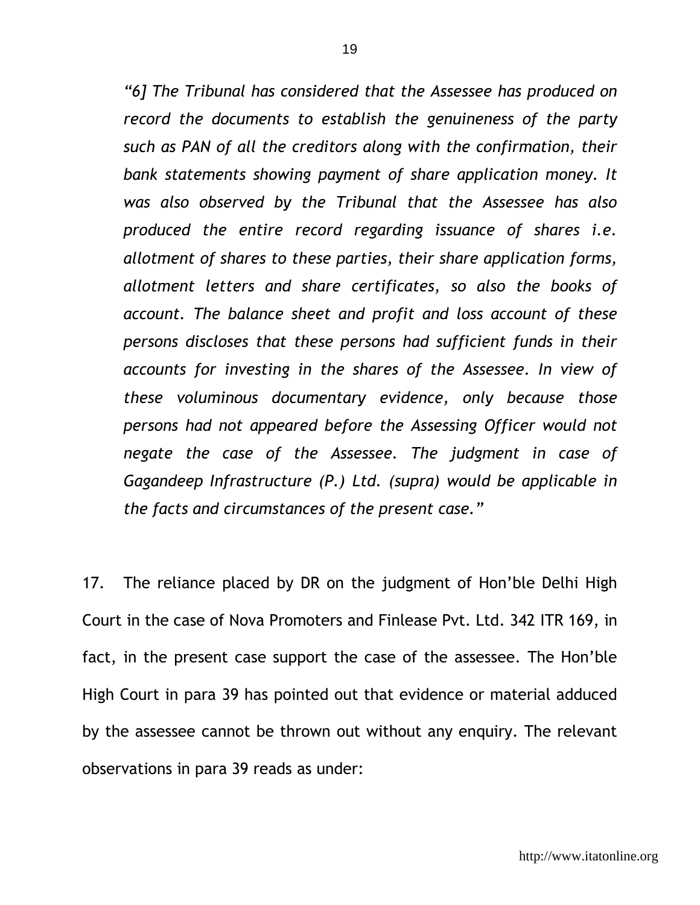*"6] The Tribunal has considered that the Assessee has produced on record the documents to establish the genuineness of the party such as PAN of all the creditors along with the confirmation, their bank statements showing payment of share application money. It was also observed by the Tribunal that the Assessee has also produced the entire record regarding issuance of shares i.e. allotment of shares to these parties, their share application forms, allotment letters and share certificates, so also the books of account. The balance sheet and profit and loss account of these persons discloses that these persons had sufficient funds in their accounts for investing in the shares of the Assessee. In view of these voluminous documentary evidence, only because those persons had not appeared before the Assessing Officer would not negate the case of the Assessee. The judgment in case of Gagandeep Infrastructure (P.) Ltd. (supra) would be applicable in the facts and circumstances of the present case."*

17. The reliance placed by DR on the judgment of Hon'ble Delhi High Court in the case of Nova Promoters and Finlease Pvt. Ltd. 342 ITR 169, in fact, in the present case support the case of the assessee. The Hon'ble High Court in para 39 has pointed out that evidence or material adduced by the assessee cannot be thrown out without any enquiry. The relevant observations in para 39 reads as under: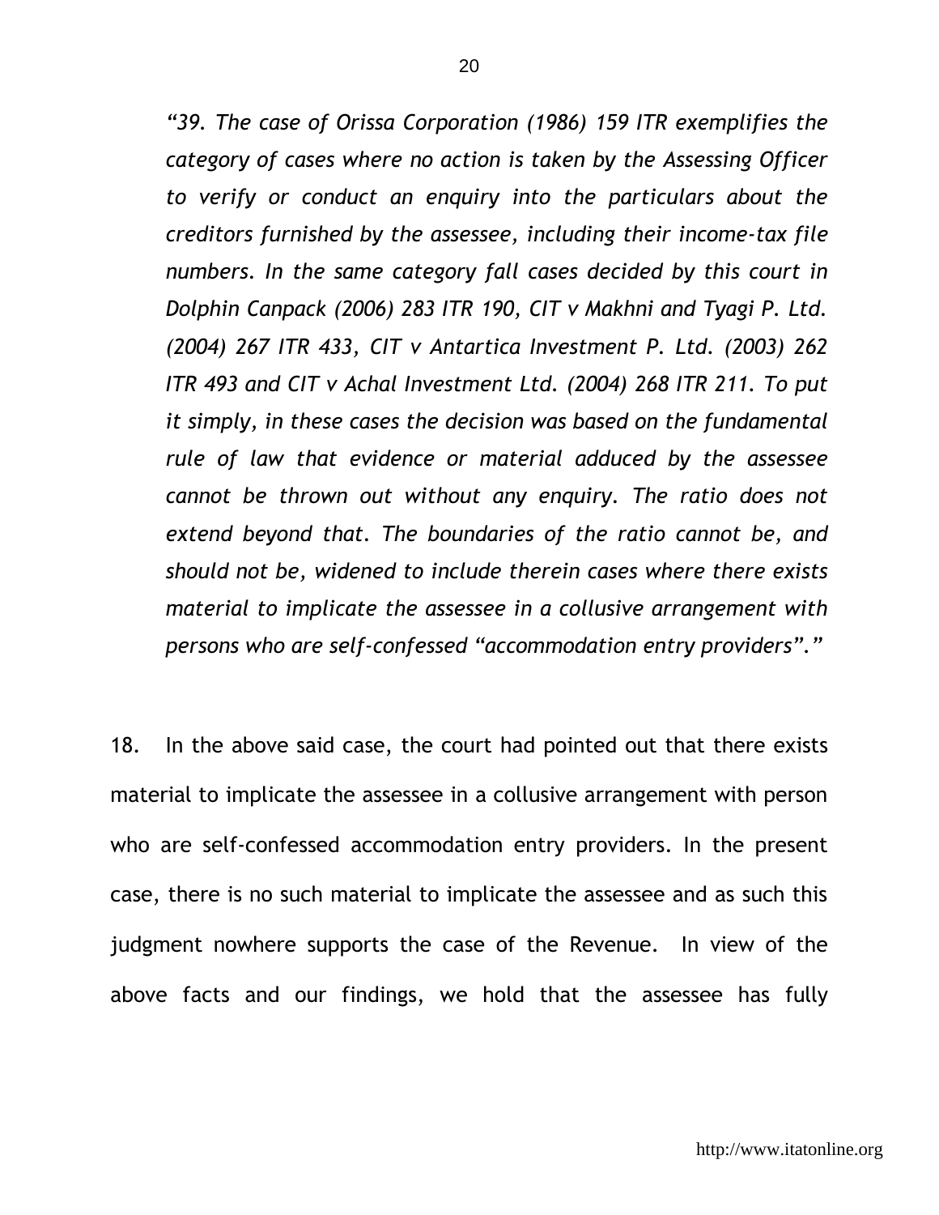*"39. The case of Orissa Corporation (1986) 159 ITR exemplifies the category of cases where no action is taken by the Assessing Officer to verify or conduct an enquiry into the particulars about the creditors furnished by the assessee, including their income-tax file numbers. In the same category fall cases decided by this court in Dolphin Canpack (2006) 283 ITR 190, CIT v Makhni and Tyagi P. Ltd. (2004) 267 ITR 433, CIT v Antartica Investment P. Ltd. (2003) 262 ITR 493 and CIT v Achal Investment Ltd. (2004) 268 ITR 211. To put it simply, in these cases the decision was based on the fundamental rule of law that evidence or material adduced by the assessee cannot be thrown out without any enquiry. The ratio does not extend beyond that. The boundaries of the ratio cannot be, and should not be, widened to include therein cases where there exists material to implicate the assessee in a collusive arrangement with persons who are self-confessed "accommodation entry providers"."*

18. In the above said case, the court had pointed out that there exists material to implicate the assessee in a collusive arrangement with person who are self-confessed accommodation entry providers. In the present case, there is no such material to implicate the assessee and as such this judgment nowhere supports the case of the Revenue. In view of the above facts and our findings, we hold that the assessee has fully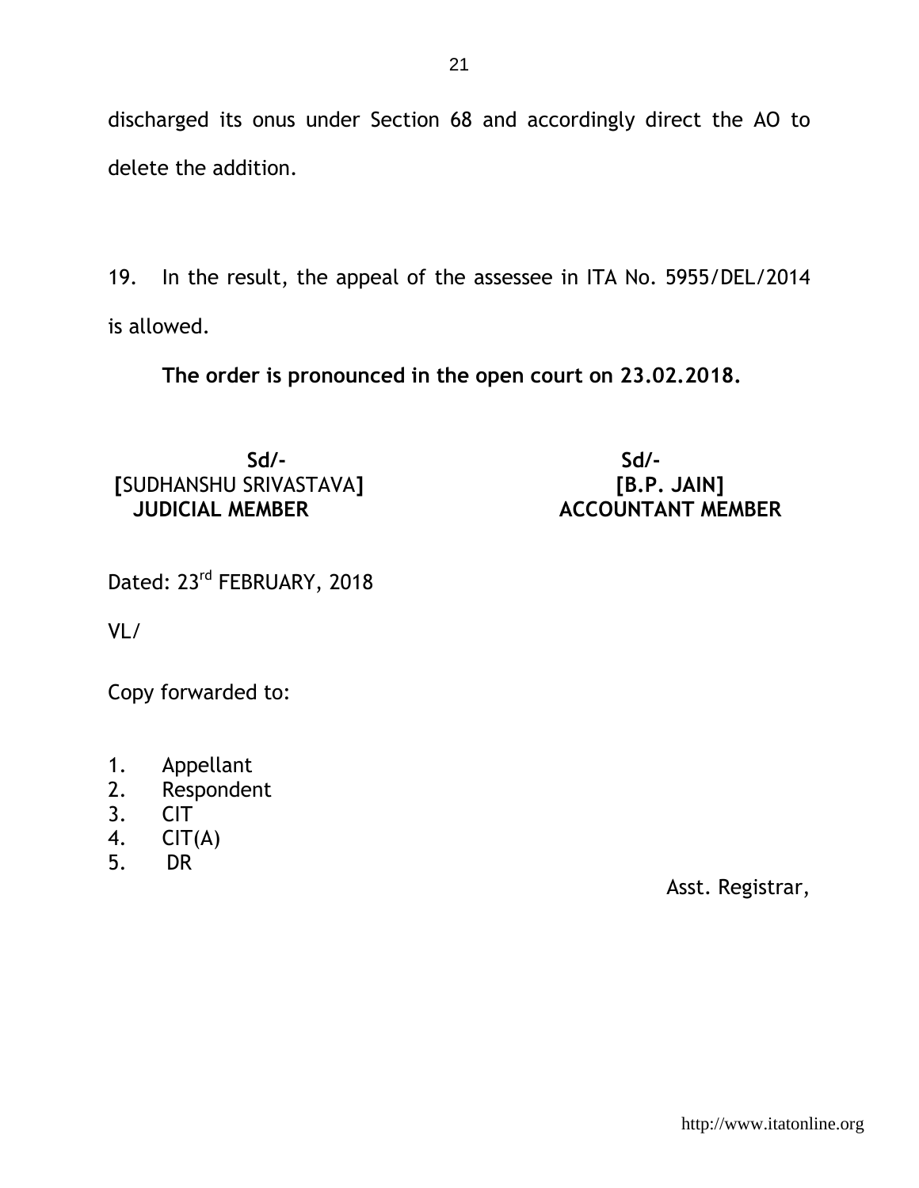discharged its onus under Section 68 and accordingly direct the AO to delete the addition.

19. In the result, the appeal of the assessee in ITA No. 5955/DEL/2014 is allowed.

**The order is pronounced in the open court on 23.02.2018.**

| | |
|---|---|
| **Sd/-** | **Sd/-** |
| **[**SUDHANSHU SRIVASTAVA**]** | **[B.P. JAIN]** |
| **JUDICIAL MEMBER** | **ACCOUNTANT MEMBER** |

Dated: 23rd FEBRUARY, 2018

VL/

Copy forwarded to:

1. Appellant
2. Respondent
3. CIT
4. CIT(A)
5. DR

Asst. Registrar,